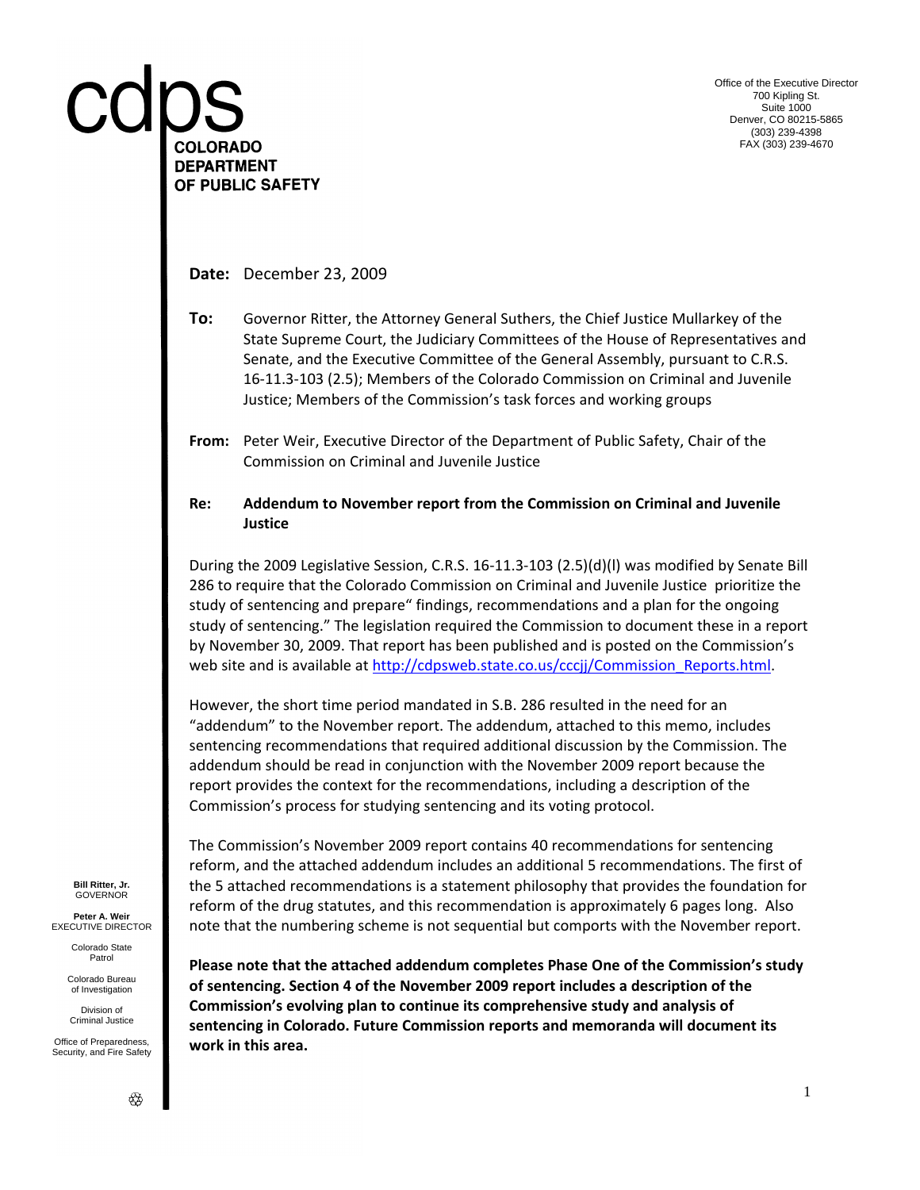cdps
**COLORADO DEPARTMENT OF PUBLIC SAFETY**

Office of the Executive Director
700 Kipling St.
Suite 1000
Denver, CO 80215-5865
(303) 239-4398
FAX (303) 239-4670

**Date:** December 23, 2009

**To:** Governor Ritter, the Attorney General Suthers, the Chief Justice Mullarkey of the State Supreme Court, the Judiciary Committees of the House of Representatives and Senate, and the Executive Committee of the General Assembly, pursuant to C.R.S. 16-11.3-103 (2.5); Members of the Colorado Commission on Criminal and Juvenile Justice; Members of the Commission's task forces and working groups

**From:** Peter Weir, Executive Director of the Department of Public Safety, Chair of the Commission on Criminal and Juvenile Justice

**Re:** **Addendum to November report from the Commission on Criminal and Juvenile Justice**

During the 2009 Legislative Session, C.R.S. 16-11.3-103 (2.5)(d)(l) was modified by Senate Bill 286 to require that the Colorado Commission on Criminal and Juvenile Justice prioritize the study of sentencing and prepare" findings, recommendations and a plan for the ongoing study of sentencing." The legislation required the Commission to document these in a report by November 30, 2009. That report has been published and is posted on the Commission's web site and is available at http://cdpsweb.state.co.us/cccjj/Commission_Reports.html.

However, the short time period mandated in S.B. 286 resulted in the need for an "addendum" to the November report. The addendum, attached to this memo, includes sentencing recommendations that required additional discussion by the Commission. The addendum should be read in conjunction with the November 2009 report because the report provides the context for the recommendations, including a description of the Commission's process for studying sentencing and its voting protocol.

The Commission's November 2009 report contains 40 recommendations for sentencing reform, and the attached addendum includes an additional 5 recommendations. The first of the 5 attached recommendations is a statement philosophy that provides the foundation for reform of the drug statutes, and this recommendation is approximately 6 pages long. Also note that the numbering scheme is not sequential but comports with the November report.

**Please note that the attached addendum completes Phase One of the Commission's study of sentencing. Section 4 of the November 2009 report includes a description of the Commission's evolving plan to continue its comprehensive study and analysis of sentencing in Colorado. Future Commission reports and memoranda will document its work in this area.**

**Bill Ritter, Jr.**
GOVERNOR

**Peter A. Weir**
EXECUTIVE DIRECTOR

Colorado State Patrol

Colorado Bureau of Investigation

Division of Criminal Justice

Office of Preparedness, Security, and Fire Safety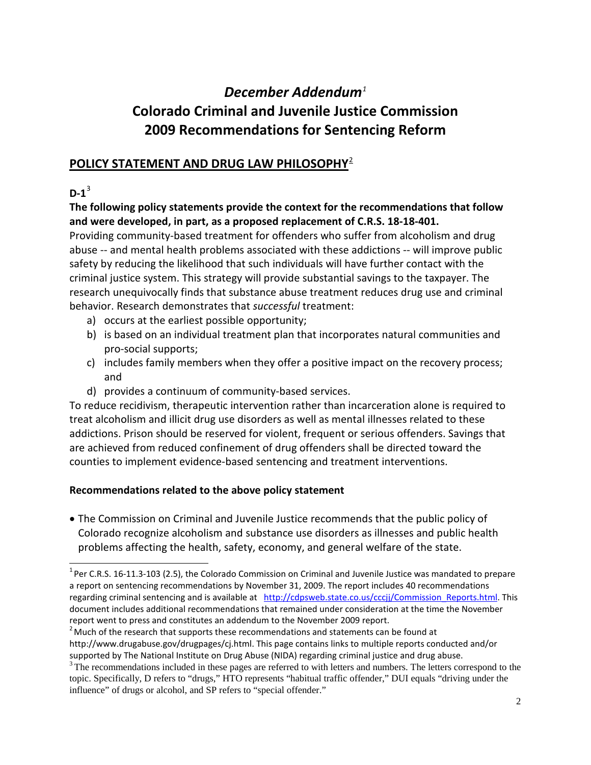# *December Addendum*[1]

# Colorado Criminal and Juvenile Justice Commission 2009 Recommendations for Sentencing Reform

## POLICY STATEMENT AND DRUG LAW PHILOSOPHY[2]

### D-1[3]

**The following policy statements provide the context for the recommendations that follow and were developed, in part, as a proposed replacement of C.R.S. 18-18-401.**

Providing community-based treatment for offenders who suffer from alcoholism and drug abuse -- and mental health problems associated with these addictions -- will improve public safety by reducing the likelihood that such individuals will have further contact with the criminal justice system. This strategy will provide substantial savings to the taxpayer. The research unequivocally finds that substance abuse treatment reduces drug use and criminal behavior. Research demonstrates that *successful* treatment:

a) occurs at the earliest possible opportunity;
b) is based on an individual treatment plan that incorporates natural communities and pro-social supports;
c) includes family members when they offer a positive impact on the recovery process; and
d) provides a continuum of community-based services.

To reduce recidivism, therapeutic intervention rather than incarceration alone is required to treat alcoholism and illicit drug use disorders as well as mental illnesses related to these addictions. Prison should be reserved for violent, frequent or serious offenders. Savings that are achieved from reduced confinement of drug offenders shall be directed toward the counties to implement evidence-based sentencing and treatment interventions.

**Recommendations related to the above policy statement**

- The Commission on Criminal and Juvenile Justice recommends that the public policy of Colorado recognize alcoholism and substance use disorders as illnesses and public health problems affecting the health, safety, economy, and general welfare of the state.

---

[1] Per C.R.S. 16-11.3-103 (2.5), the Colorado Commission on Criminal and Juvenile Justice was mandated to prepare a report on sentencing recommendations by November 31, 2009. The report includes 40 recommendations regarding criminal sentencing and is available at http://cdpsweb.state.co.us/cccjj/Commission_Reports.html. This document includes additional recommendations that remained under consideration at the time the November report went to press and constitutes an addendum to the November 2009 report.

[2] Much of the research that supports these recommendations and statements can be found at http://www.drugabuse.gov/drugpages/cj.html. This page contains links to multiple reports conducted and/or supported by The National Institute on Drug Abuse (NIDA) regarding criminal justice and drug abuse.

[3] The recommendations included in these pages are referred to with letters and numbers. The letters correspond to the topic. Specifically, D refers to "drugs," HTO represents "habitual traffic offender," DUI equals "driving under the influence" of drugs or alcohol, and SP refers to "special offender."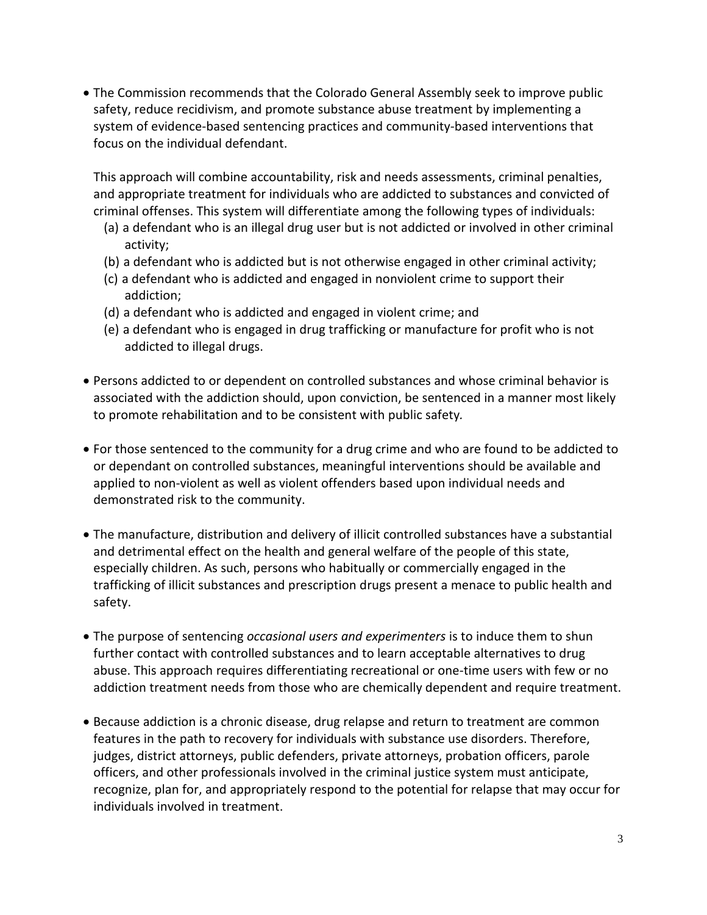- The Commission recommends that the Colorado General Assembly seek to improve public safety, reduce recidivism, and promote substance abuse treatment by implementing a system of evidence-based sentencing practices and community-based interventions that focus on the individual defendant.

  This approach will combine accountability, risk and needs assessments, criminal penalties, and appropriate treatment for individuals who are addicted to substances and convicted of criminal offenses. This system will differentiate among the following types of individuals:
  (a) a defendant who is an illegal drug user but is not addicted or involved in other criminal activity;
  (b) a defendant who is addicted but is not otherwise engaged in other criminal activity;
  (c) a defendant who is addicted and engaged in nonviolent crime to support their addiction;
  (d) a defendant who is addicted and engaged in violent crime; and
  (e) a defendant who is engaged in drug trafficking or manufacture for profit who is not addicted to illegal drugs.

- Persons addicted to or dependent on controlled substances and whose criminal behavior is associated with the addiction should, upon conviction, be sentenced in a manner most likely to promote rehabilitation and to be consistent with public safety.

- For those sentenced to the community for a drug crime and who are found to be addicted to or dependant on controlled substances, meaningful interventions should be available and applied to non-violent as well as violent offenders based upon individual needs and demonstrated risk to the community.

- The manufacture, distribution and delivery of illicit controlled substances have a substantial and detrimental effect on the health and general welfare of the people of this state, especially children. As such, persons who habitually or commercially engaged in the trafficking of illicit substances and prescription drugs present a menace to public health and safety.

- The purpose of sentencing *occasional users and experimenters* is to induce them to shun further contact with controlled substances and to learn acceptable alternatives to drug abuse. This approach requires differentiating recreational or one-time users with few or no addiction treatment needs from those who are chemically dependent and require treatment.

- Because addiction is a chronic disease, drug relapse and return to treatment are common features in the path to recovery for individuals with substance use disorders. Therefore, judges, district attorneys, public defenders, private attorneys, probation officers, parole officers, and other professionals involved in the criminal justice system must anticipate, recognize, plan for, and appropriately respond to the potential for relapse that may occur for individuals involved in treatment.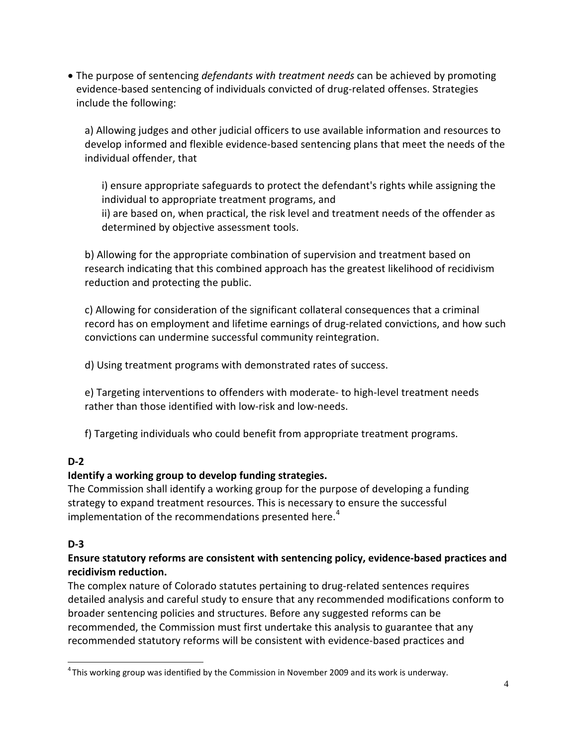- The purpose of sentencing *defendants with treatment needs* can be achieved by promoting evidence-based sentencing of individuals convicted of drug-related offenses. Strategies include the following:

  a) Allowing judges and other judicial officers to use available information and resources to develop informed and flexible evidence-based sentencing plans that meet the needs of the individual offender, that

     i) ensure appropriate safeguards to protect the defendant's rights while assigning the individual to appropriate treatment programs, and
     ii) are based on, when practical, the risk level and treatment needs of the offender as determined by objective assessment tools.

  b) Allowing for the appropriate combination of supervision and treatment based on research indicating that this combined approach has the greatest likelihood of recidivism reduction and protecting the public.

  c) Allowing for consideration of the significant collateral consequences that a criminal record has on employment and lifetime earnings of drug-related convictions, and how such convictions can undermine successful community reintegration.

  d) Using treatment programs with demonstrated rates of success.

  e) Targeting interventions to offenders with moderate- to high-level treatment needs rather than those identified with low-risk and low-needs.

  f) Targeting individuals who could benefit from appropriate treatment programs.

**D-2**

**Identify a working group to develop funding strategies.**

The Commission shall identify a working group for the purpose of developing a funding strategy to expand treatment resources. This is necessary to ensure the successful implementation of the recommendations presented here.[4]

**D-3**

**Ensure statutory reforms are consistent with sentencing policy, evidence-based practices and recidivism reduction.**

The complex nature of Colorado statutes pertaining to drug-related sentences requires detailed analysis and careful study to ensure that any recommended modifications conform to broader sentencing policies and structures. Before any suggested reforms can be recommended, the Commission must first undertake this analysis to guarantee that any recommended statutory reforms will be consistent with evidence-based practices and

[4] This working group was identified by the Commission in November 2009 and its work is underway.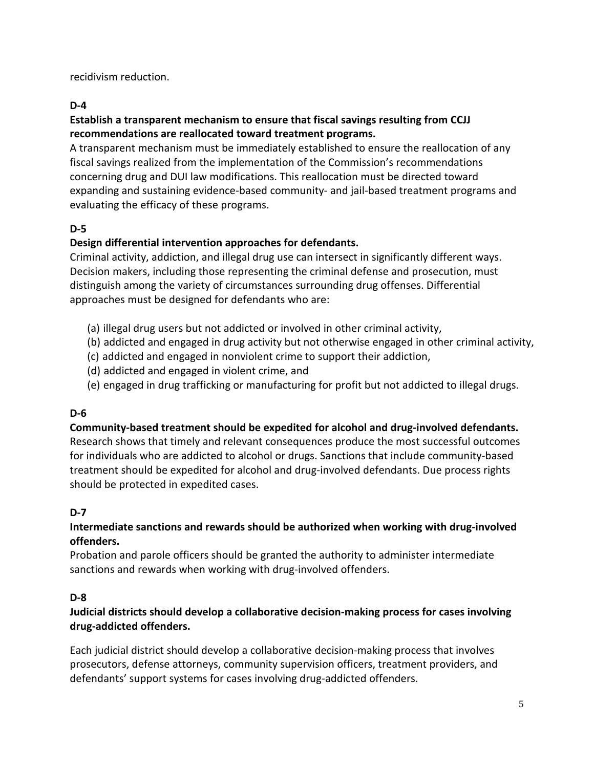recidivism reduction.

### D-4

**Establish a transparent mechanism to ensure that fiscal savings resulting from CCJJ recommendations are reallocated toward treatment programs.**

A transparent mechanism must be immediately established to ensure the reallocation of any fiscal savings realized from the implementation of the Commission's recommendations concerning drug and DUI law modifications. This reallocation must be directed toward expanding and sustaining evidence-based community- and jail-based treatment programs and evaluating the efficacy of these programs.

### D-5

**Design differential intervention approaches for defendants.**

Criminal activity, addiction, and illegal drug use can intersect in significantly different ways. Decision makers, including those representing the criminal defense and prosecution, must distinguish among the variety of circumstances surrounding drug offenses. Differential approaches must be designed for defendants who are:

(a) illegal drug users but not addicted or involved in other criminal activity,
(b) addicted and engaged in drug activity but not otherwise engaged in other criminal activity,
(c) addicted and engaged in nonviolent crime to support their addiction,
(d) addicted and engaged in violent crime, and
(e) engaged in drug trafficking or manufacturing for profit but not addicted to illegal drugs.

### D-6

**Community-based treatment should be expedited for alcohol and drug-involved defendants.**

Research shows that timely and relevant consequences produce the most successful outcomes for individuals who are addicted to alcohol or drugs. Sanctions that include community-based treatment should be expedited for alcohol and drug-involved defendants. Due process rights should be protected in expedited cases.

### D-7

**Intermediate sanctions and rewards should be authorized when working with drug-involved offenders.**

Probation and parole officers should be granted the authority to administer intermediate sanctions and rewards when working with drug-involved offenders.

### D-8

**Judicial districts should develop a collaborative decision-making process for cases involving drug-addicted offenders.**

Each judicial district should develop a collaborative decision-making process that involves prosecutors, defense attorneys, community supervision officers, treatment providers, and defendants' support systems for cases involving drug-addicted offenders.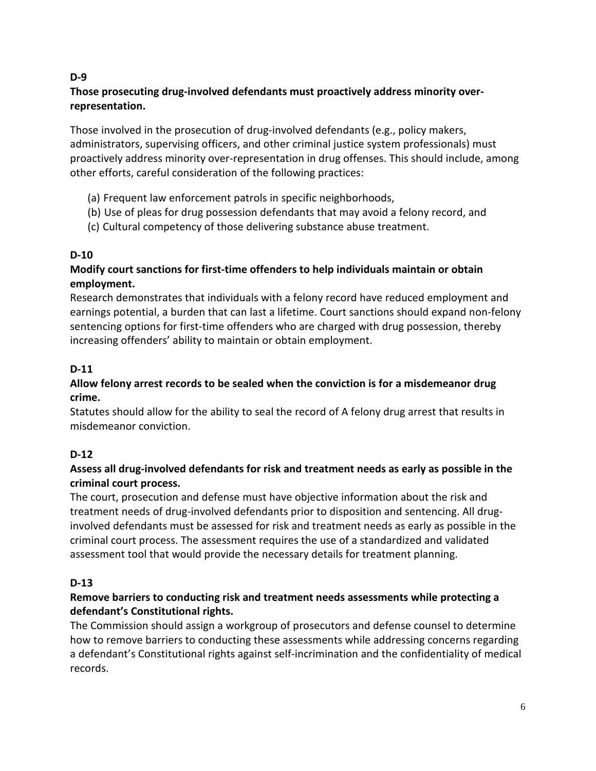**D-9**

**Those prosecuting drug-involved defendants must proactively address minority over-representation.**

Those involved in the prosecution of drug-involved defendants (e.g., policy makers, administrators, supervising officers, and other criminal justice system professionals) must proactively address minority over-representation in drug offenses. This should include, among other efforts, careful consideration of the following practices:

(a) Frequent law enforcement patrols in specific neighborhoods,
(b) Use of pleas for drug possession defendants that may avoid a felony record, and
(c) Cultural competency of those delivering substance abuse treatment.

**D-10**

**Modify court sanctions for first-time offenders to help individuals maintain or obtain employment.**

Research demonstrates that individuals with a felony record have reduced employment and earnings potential, a burden that can last a lifetime. Court sanctions should expand non-felony sentencing options for first-time offenders who are charged with drug possession, thereby increasing offenders' ability to maintain or obtain employment.

**D-11**

**Allow felony arrest records to be sealed when the conviction is for a misdemeanor drug crime.**

Statutes should allow for the ability to seal the record of A felony drug arrest that results in misdemeanor conviction.

**D-12**

**Assess all drug-involved defendants for risk and treatment needs as early as possible in the criminal court process.**

The court, prosecution and defense must have objective information about the risk and treatment needs of drug-involved defendants prior to disposition and sentencing. All drug-involved defendants must be assessed for risk and treatment needs as early as possible in the criminal court process. The assessment requires the use of a standardized and validated assessment tool that would provide the necessary details for treatment planning.

**D-13**

**Remove barriers to conducting risk and treatment needs assessments while protecting a defendant's Constitutional rights.**

The Commission should assign a workgroup of prosecutors and defense counsel to determine how to remove barriers to conducting these assessments while addressing concerns regarding a defendant's Constitutional rights against self-incrimination and the confidentiality of medical records.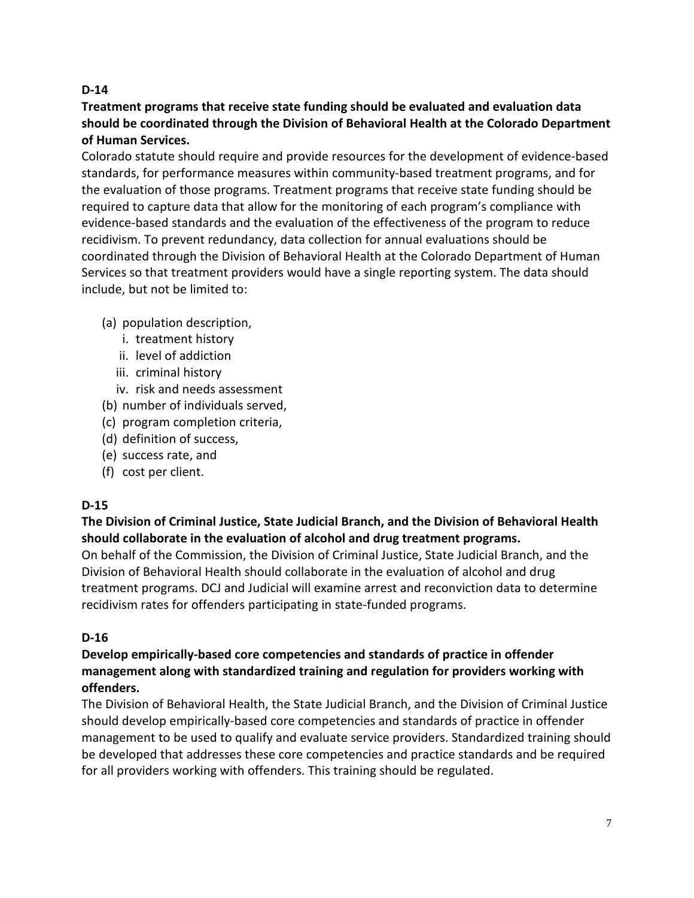**D-14**

**Treatment programs that receive state funding should be evaluated and evaluation data should be coordinated through the Division of Behavioral Health at the Colorado Department of Human Services.**

Colorado statute should require and provide resources for the development of evidence-based standards, for performance measures within community-based treatment programs, and for the evaluation of those programs. Treatment programs that receive state funding should be required to capture data that allow for the monitoring of each program's compliance with evidence-based standards and the evaluation of the effectiveness of the program to reduce recidivism. To prevent redundancy, data collection for annual evaluations should be coordinated through the Division of Behavioral Health at the Colorado Department of Human Services so that treatment providers would have a single reporting system. The data should include, but not be limited to:

- (a) population description,
    - i. treatment history
    - ii. level of addiction
    - iii. criminal history
    - iv. risk and needs assessment
- (b) number of individuals served,
- (c) program completion criteria,
- (d) definition of success,
- (e) success rate, and
- (f) cost per client.

**D-15**

**The Division of Criminal Justice, State Judicial Branch, and the Division of Behavioral Health should collaborate in the evaluation of alcohol and drug treatment programs.**

On behalf of the Commission, the Division of Criminal Justice, State Judicial Branch, and the Division of Behavioral Health should collaborate in the evaluation of alcohol and drug treatment programs. DCJ and Judicial will examine arrest and reconviction data to determine recidivism rates for offenders participating in state-funded programs.

**D-16**

**Develop empirically-based core competencies and standards of practice in offender management along with standardized training and regulation for providers working with offenders.**

The Division of Behavioral Health, the State Judicial Branch, and the Division of Criminal Justice should develop empirically-based core competencies and standards of practice in offender management to be used to qualify and evaluate service providers. Standardized training should be developed that addresses these core competencies and practice standards and be required for all providers working with offenders. This training should be regulated.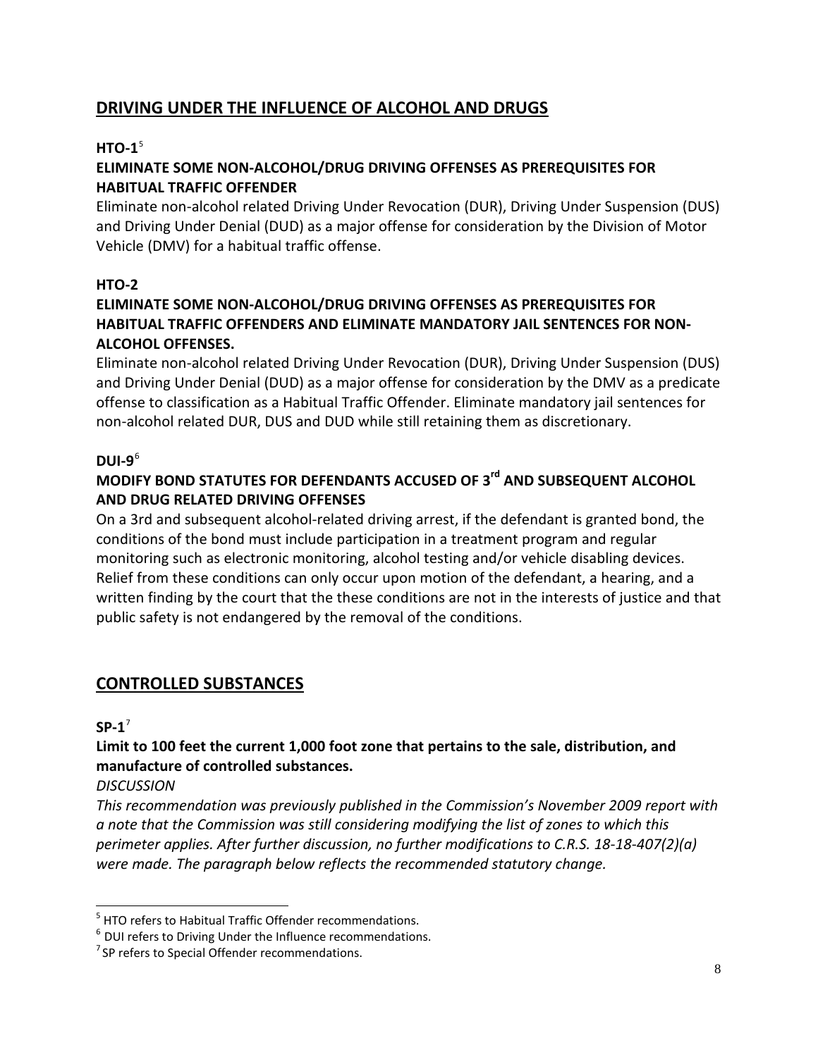## DRIVING UNDER THE INFLUENCE OF ALCOHOL AND DRUGS

**HTO-1**[5]

**ELIMINATE SOME NON-ALCOHOL/DRUG DRIVING OFFENSES AS PREREQUISITES FOR HABITUAL TRAFFIC OFFENDER**

Eliminate non-alcohol related Driving Under Revocation (DUR), Driving Under Suspension (DUS) and Driving Under Denial (DUD) as a major offense for consideration by the Division of Motor Vehicle (DMV) for a habitual traffic offense.

**HTO-2**

**ELIMINATE SOME NON-ALCOHOL/DRUG DRIVING OFFENSES AS PREREQUISITES FOR HABITUAL TRAFFIC OFFENDERS AND ELIMINATE MANDATORY JAIL SENTENCES FOR NON-ALCOHOL OFFENSES.**

Eliminate non-alcohol related Driving Under Revocation (DUR), Driving Under Suspension (DUS) and Driving Under Denial (DUD) as a major offense for consideration by the DMV as a predicate offense to classification as a Habitual Traffic Offender. Eliminate mandatory jail sentences for non-alcohol related DUR, DUS and DUD while still retaining them as discretionary.

**DUI-9**[6]

**MODIFY BOND STATUTES FOR DEFENDANTS ACCUSED OF 3rd AND SUBSEQUENT ALCOHOL AND DRUG RELATED DRIVING OFFENSES**

On a 3rd and subsequent alcohol-related driving arrest, if the defendant is granted bond, the conditions of the bond must include participation in a treatment program and regular monitoring such as electronic monitoring, alcohol testing and/or vehicle disabling devices. Relief from these conditions can only occur upon motion of the defendant, a hearing, and a written finding by the court that the these conditions are not in the interests of justice and that public safety is not endangered by the removal of the conditions.

## CONTROLLED SUBSTANCES

**SP-1**[7]

**Limit to 100 feet the current 1,000 foot zone that pertains to the sale, distribution, and manufacture of controlled substances.**

*DISCUSSION*

*This recommendation was previously published in the Commission's November 2009 report with a note that the Commission was still considering modifying the list of zones to which this perimeter applies. After further discussion, no further modifications to C.R.S. 18-18-407(2)(a) were made. The paragraph below reflects the recommended statutory change.*

---

[5] HTO refers to Habitual Traffic Offender recommendations.

[6] DUI refers to Driving Under the Influence recommendations.

[7] SP refers to Special Offender recommendations.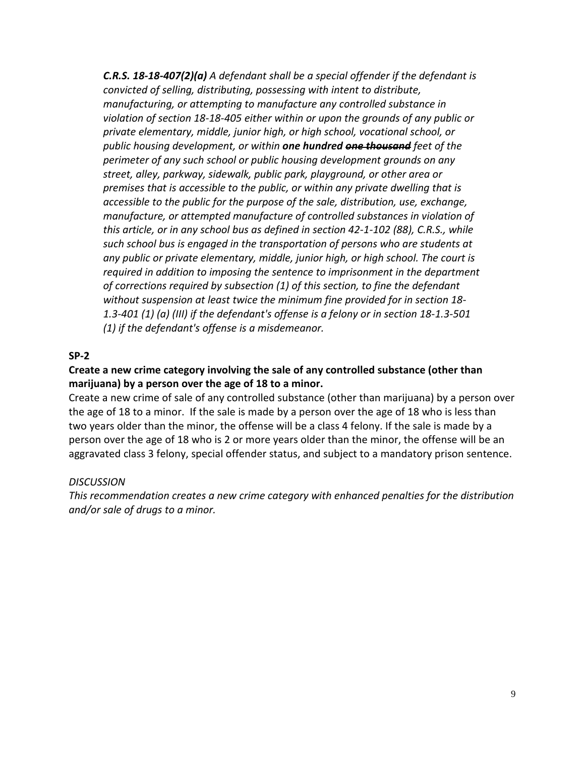***C.R.S. 18-18-407(2)(a)*** *A defendant shall be a special offender if the defendant is convicted of selling, distributing, possessing with intent to distribute, manufacturing, or attempting to manufacture any controlled substance in violation of section 18-18-405 either within or upon the grounds of any public or private elementary, middle, junior high, or high school, vocational school, or public housing development, or within* ***one hundred*** ~~***one thousand***~~ *feet of the perimeter of any such school or public housing development grounds on any street, alley, parkway, sidewalk, public park, playground, or other area or premises that is accessible to the public, or within any private dwelling that is accessible to the public for the purpose of the sale, distribution, use, exchange, manufacture, or attempted manufacture of controlled substances in violation of this article, or in any school bus as defined in section 42-1-102 (88), C.R.S., while such school bus is engaged in the transportation of persons who are students at any public or private elementary, middle, junior high, or high school. The court is required in addition to imposing the sentence to imprisonment in the department of corrections required by subsection (1) of this section, to fine the defendant without suspension at least twice the minimum fine provided for in section 18-1.3-401 (1) (a) (III) if the defendant's offense is a felony or in section 18-1.3-501 (1) if the defendant's offense is a misdemeanor.*

**SP-2**

**Create a new crime category involving the sale of any controlled substance (other than marijuana) by a person over the age of 18 to a minor.**

Create a new crime of sale of any controlled substance (other than marijuana) by a person over the age of 18 to a minor. If the sale is made by a person over the age of 18 who is less than two years older than the minor, the offense will be a class 4 felony. If the sale is made by a person over the age of 18 who is 2 or more years older than the minor, the offense will be an aggravated class 3 felony, special offender status, and subject to a mandatory prison sentence.

*DISCUSSION*

*This recommendation creates a new crime category with enhanced penalties for the distribution and/or sale of drugs to a minor.*